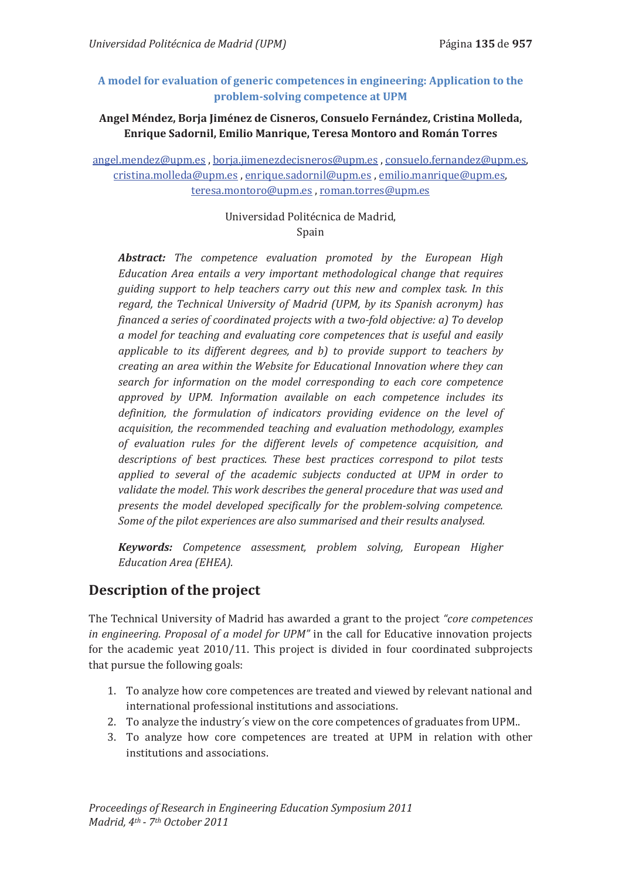## A model for evaluation of generic competences in engineering: Application to the problem-solving competence at UPM

**Angel Méndez, Borja Jiménez de Cisneros, Consuelo Fernández, Cristina Molleda, Enrique Sadornil, Emilio Manrique, Teresa Montoro and Román Torres**

angel.mendez@upm.es , borja.jimenezdecisneros@upm.es , consuelo.fernandez@upm.es, cristina.molleda@upm.es , enrique.sadornil@upm.es , emilio.manrique@upm.es, teresa.montoro@upm.es , roman.torres@upm.es

Universidad Politécnica de Madrid,
Spain

***Abstract:*** *The competence evaluation promoted by the European High Education Area entails a very important methodological change that requires guiding support to help teachers carry out this new and complex task. In this regard, the Technical University of Madrid (UPM, by its Spanish acronym) has financed a series of coordinated projects with a two-fold objective: a) To develop a model for teaching and evaluating core competences that is useful and easily applicable to its different degrees, and b) to provide support to teachers by creating an area within the Website for Educational Innovation where they can search for information on the model corresponding to each core competence approved by UPM. Information available on each competence includes its definition, the formulation of indicators providing evidence on the level of acquisition, the recommended teaching and evaluation methodology, examples of evaluation rules for the different levels of competence acquisition, and descriptions of best practices. These best practices correspond to pilot tests applied to several of the academic subjects conducted at UPM in order to validate the model. This work describes the general procedure that was used and presents the model developed specifically for the problem-solving competence. Some of the pilot experiences are also summarised and their results analysed.*

***Keywords:*** *Competence assessment, problem solving, European Higher Education Area (EHEA).*

# Description of the project

The Technical University of Madrid has awarded a grant to the project *"core competences in engineering. Proposal of a model for UPM"* in the call for Educative innovation projects for the academic yeat 2010/11. This project is divided in four coordinated subprojects that pursue the following goals:

1. To analyze how core competences are treated and viewed by relevant national and international professional institutions and associations.
2. To analyze the industry´s view on the core competences of graduates from UPM..
3. To analyze how core competences are treated at UPM in relation with other institutions and associations.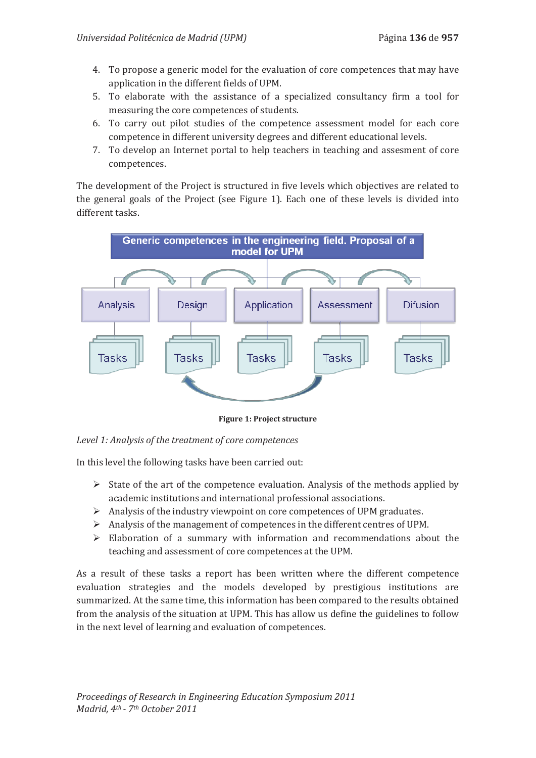4. To propose a generic model for the evaluation of core competences that may have application in the different fields of UPM.
5. To elaborate with the assistance of a specialized consultancy firm a tool for measuring the core competences of students.
6. To carry out pilot studies of the competence assessment model for each core competence in different university degrees and different educational levels.
7. To develop an Internet portal to help teachers in teaching and assesment of core competences.

The development of the Project is structured in five levels which objectives are related to the general goals of the Project (see Figure 1). Each one of these levels is divided into different tasks.

Generic competences in the engineering field. Proposal of a model for UPM

Analysis | Design | Application | Assessment | Difusion

Tasks | Tasks | Tasks | Tasks | Tasks

**Figure 1: Project structure**

*Level 1: Analysis of the treatment of core competences*

In this level the following tasks have been carried out:

- State of the art of the competence evaluation. Analysis of the methods applied by academic institutions and international professional associations.
- Analysis of the industry viewpoint on core competences of UPM graduates.
- Analysis of the management of competences in the different centres of UPM.
- Elaboration of a summary with information and recommendations about the teaching and assessment of core competences at the UPM.

As a result of these tasks a report has been written where the different competence evaluation strategies and the models developed by prestigious institutions are summarized. At the same time, this information has been compared to the results obtained from the analysis of the situation at UPM. This has allow us define the guidelines to follow in the next level of learning and evaluation of competences.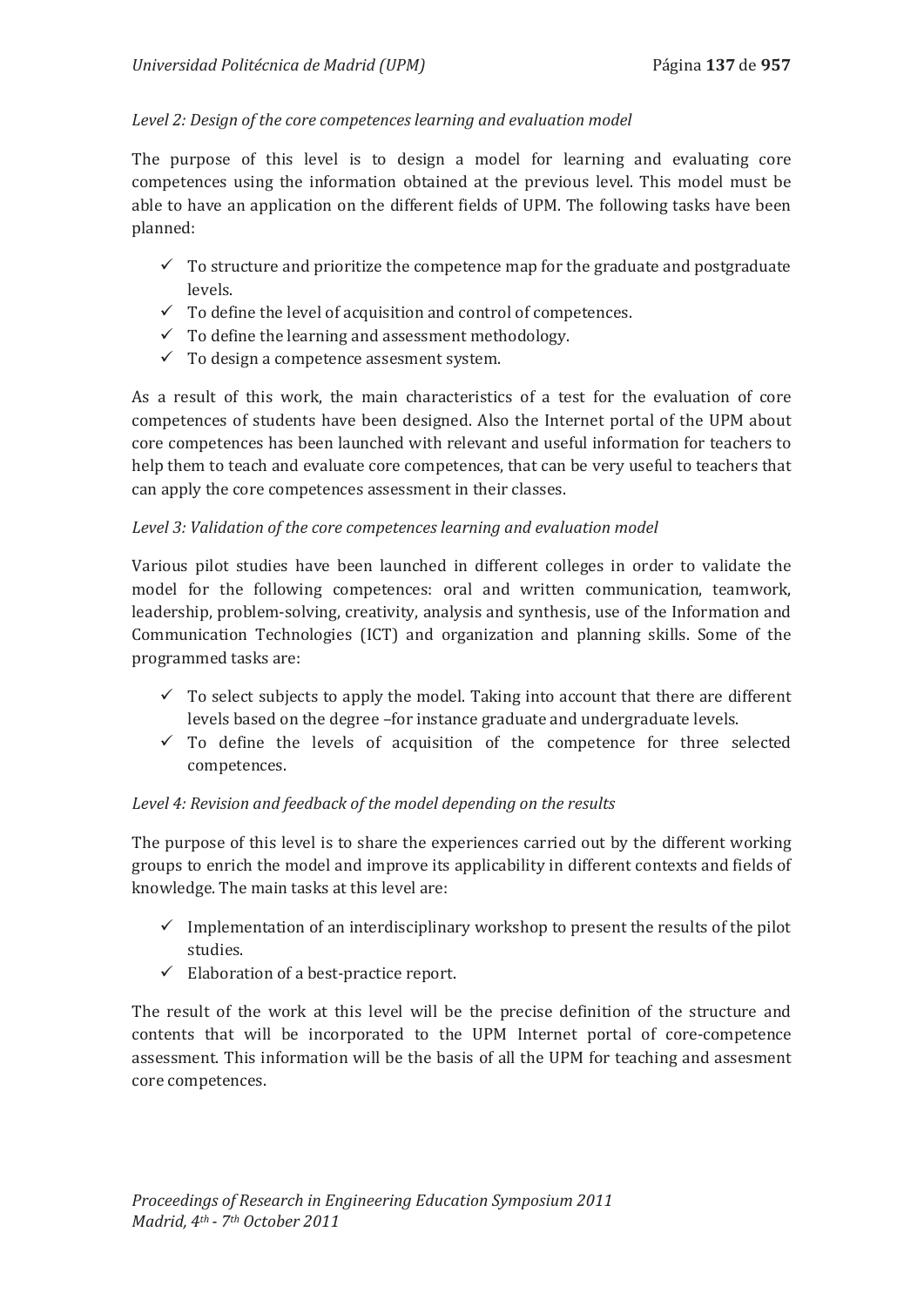*Level 2: Design of the core competences learning and evaluation model*

The purpose of this level is to design a model for learning and evaluating core competences using the information obtained at the previous level. This model must be able to have an application on the different fields of UPM. The following tasks have been planned:

- ✓ To structure and prioritize the competence map for the graduate and postgraduate levels.
- ✓ To define the level of acquisition and control of competences.
- ✓ To define the learning and assessment methodology.
- ✓ To design a competence assesment system.

As a result of this work, the main characteristics of a test for the evaluation of core competences of students have been designed. Also the Internet portal of the UPM about core competences has been launched with relevant and useful information for teachers to help them to teach and evaluate core competences, that can be very useful to teachers that can apply the core competences assessment in their classes.

*Level 3: Validation of the core competences learning and evaluation model*

Various pilot studies have been launched in different colleges in order to validate the model for the following competences: oral and written communication, teamwork, leadership, problem-solving, creativity, analysis and synthesis, use of the Information and Communication Technologies (ICT) and organization and planning skills. Some of the programmed tasks are:

- ✓ To select subjects to apply the model. Taking into account that there are different levels based on the degree –for instance graduate and undergraduate levels.
- ✓ To define the levels of acquisition of the competence for three selected competences.

*Level 4: Revision and feedback of the model depending on the results*

The purpose of this level is to share the experiences carried out by the different working groups to enrich the model and improve its applicability in different contexts and fields of knowledge. The main tasks at this level are:

- ✓ Implementation of an interdisciplinary workshop to present the results of the pilot studies.
- ✓ Elaboration of a best-practice report.

The result of the work at this level will be the precise definition of the structure and contents that will be incorporated to the UPM Internet portal of core-competence assessment. This information will be the basis of all the UPM for teaching and assesment core competences.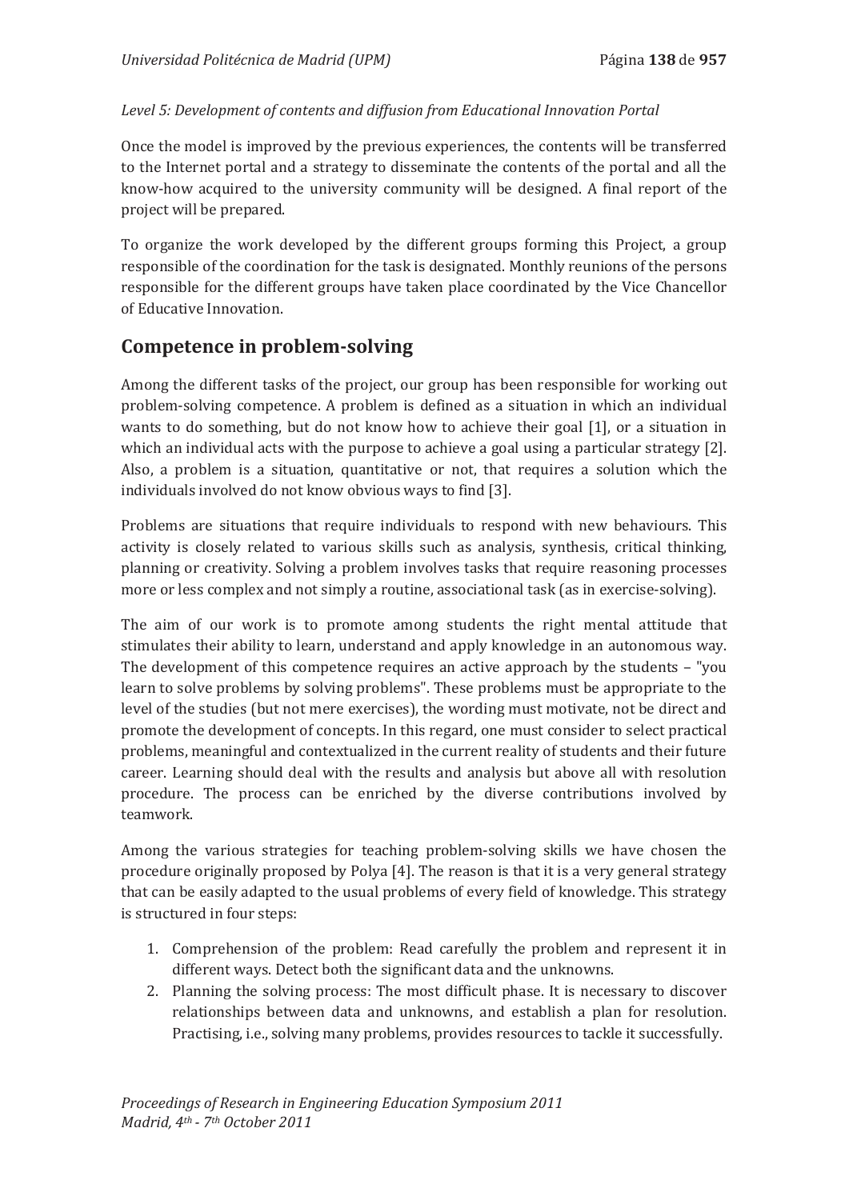*Level 5: Development of contents and diffusion from Educational Innovation Portal*

Once the model is improved by the previous experiences, the contents will be transferred to the Internet portal and a strategy to disseminate the contents of the portal and all the know-how acquired to the university community will be designed. A final report of the project will be prepared.

To organize the work developed by the different groups forming this Project, a group responsible of the coordination for the task is designated. Monthly reunions of the persons responsible for the different groups have taken place coordinated by the Vice Chancellor of Educative Innovation.

## Competence in problem-solving

Among the different tasks of the project, our group has been responsible for working out problem-solving competence. A problem is defined as a situation in which an individual wants to do something, but do not know how to achieve their goal [1], or a situation in which an individual acts with the purpose to achieve a goal using a particular strategy [2]. Also, a problem is a situation, quantitative or not, that requires a solution which the individuals involved do not know obvious ways to find [3].

Problems are situations that require individuals to respond with new behaviours. This activity is closely related to various skills such as analysis, synthesis, critical thinking, planning or creativity. Solving a problem involves tasks that require reasoning processes more or less complex and not simply a routine, associational task (as in exercise-solving).

The aim of our work is to promote among students the right mental attitude that stimulates their ability to learn, understand and apply knowledge in an autonomous way. The development of this competence requires an active approach by the students – "you learn to solve problems by solving problems". These problems must be appropriate to the level of the studies (but not mere exercises), the wording must motivate, not be direct and promote the development of concepts. In this regard, one must consider to select practical problems, meaningful and contextualized in the current reality of students and their future career. Learning should deal with the results and analysis but above all with resolution procedure. The process can be enriched by the diverse contributions involved by teamwork.

Among the various strategies for teaching problem-solving skills we have chosen the procedure originally proposed by Polya [4]. The reason is that it is a very general strategy that can be easily adapted to the usual problems of every field of knowledge. This strategy is structured in four steps:

1. Comprehension of the problem: Read carefully the problem and represent it in different ways. Detect both the significant data and the unknowns.
2. Planning the solving process: The most difficult phase. It is necessary to discover relationships between data and unknowns, and establish a plan for resolution. Practising, i.e., solving many problems, provides resources to tackle it successfully.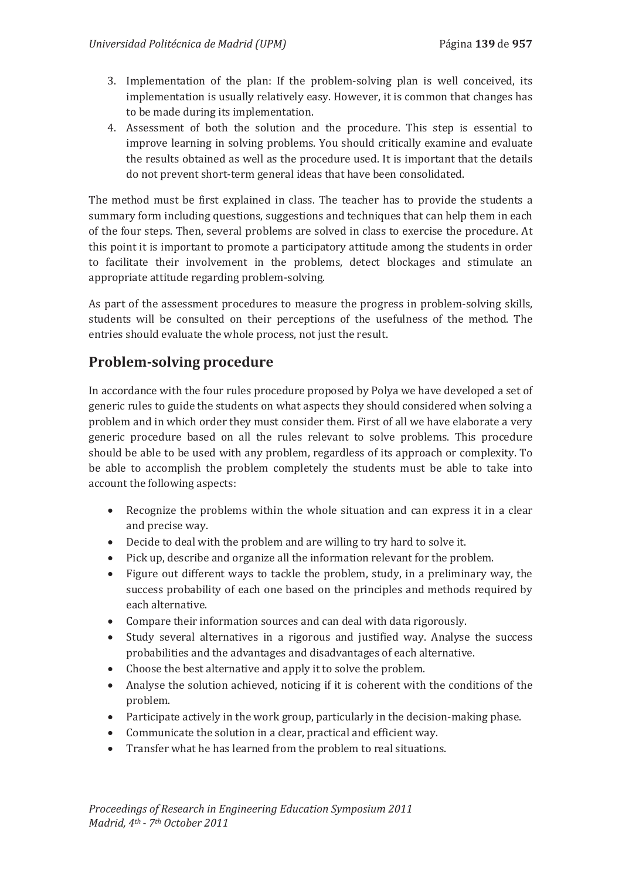3. Implementation of the plan: If the problem-solving plan is well conceived, its implementation is usually relatively easy. However, it is common that changes has to be made during its implementation.
4. Assessment of both the solution and the procedure. This step is essential to improve learning in solving problems. You should critically examine and evaluate the results obtained as well as the procedure used. It is important that the details do not prevent short-term general ideas that have been consolidated.

The method must be first explained in class. The teacher has to provide the students a summary form including questions, suggestions and techniques that can help them in each of the four steps. Then, several problems are solved in class to exercise the procedure. At this point it is important to promote a participatory attitude among the students in order to facilitate their involvement in the problems, detect blockages and stimulate an appropriate attitude regarding problem-solving.

As part of the assessment procedures to measure the progress in problem-solving skills, students will be consulted on their perceptions of the usefulness of the method. The entries should evaluate the whole process, not just the result.

## Problem-solving procedure

In accordance with the four rules procedure proposed by Polya we have developed a set of generic rules to guide the students on what aspects they should considered when solving a problem and in which order they must consider them. First of all we have elaborate a very generic procedure based on all the rules relevant to solve problems. This procedure should be able to be used with any problem, regardless of its approach or complexity. To be able to accomplish the problem completely the students must be able to take into account the following aspects:

- Recognize the problems within the whole situation and can express it in a clear and precise way.
- Decide to deal with the problem and are willing to try hard to solve it.
- Pick up, describe and organize all the information relevant for the problem.
- Figure out different ways to tackle the problem, study, in a preliminary way, the success probability of each one based on the principles and methods required by each alternative.
- Compare their information sources and can deal with data rigorously.
- Study several alternatives in a rigorous and justified way. Analyse the success probabilities and the advantages and disadvantages of each alternative.
- Choose the best alternative and apply it to solve the problem.
- Analyse the solution achieved, noticing if it is coherent with the conditions of the problem.
- Participate actively in the work group, particularly in the decision-making phase.
- Communicate the solution in a clear, practical and efficient way.
- Transfer what he has learned from the problem to real situations.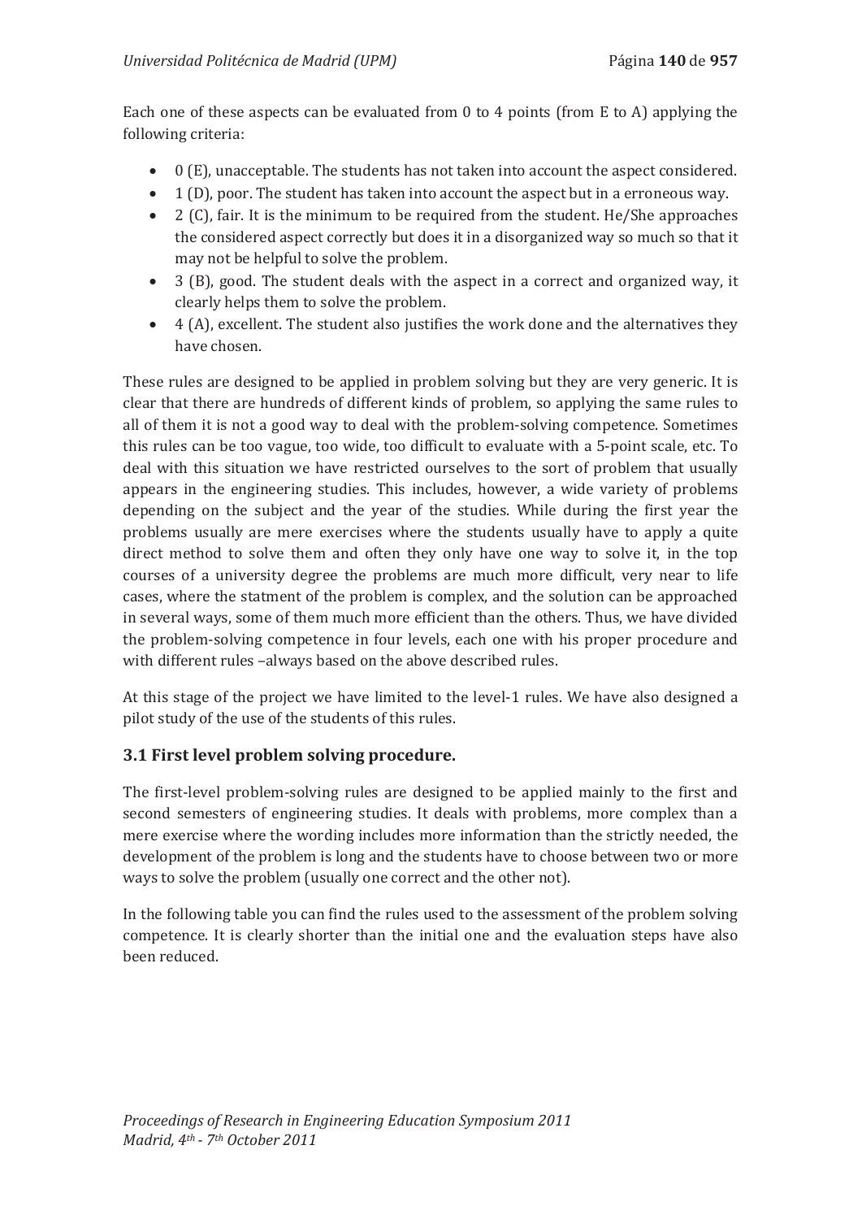Each one of these aspects can be evaluated from 0 to 4 points (from E to A) applying the following criteria:

- 0 (E), unacceptable. The students has not taken into account the aspect considered.
- 1 (D), poor. The student has taken into account the aspect but in a erroneous way.
- 2 (C), fair. It is the minimum to be required from the student. He/She approaches the considered aspect correctly but does it in a disorganized way so much so that it may not be helpful to solve the problem.
- 3 (B), good. The student deals with the aspect in a correct and organized way, it clearly helps them to solve the problem.
- 4 (A), excellent. The student also justifies the work done and the alternatives they have chosen.

These rules are designed to be applied in problem solving but they are very generic. It is clear that there are hundreds of different kinds of problem, so applying the same rules to all of them it is not a good way to deal with the problem-solving competence. Sometimes this rules can be too vague, too wide, too difficult to evaluate with a 5-point scale, etc. To deal with this situation we have restricted ourselves to the sort of problem that usually appears in the engineering studies. This includes, however, a wide variety of problems depending on the subject and the year of the studies. While during the first year the problems usually are mere exercises where the students usually have to apply a quite direct method to solve them and often they only have one way to solve it, in the top courses of a university degree the problems are much more difficult, very near to life cases, where the statment of the problem is complex, and the solution can be approached in several ways, some of them much more efficient than the others. Thus, we have divided the problem-solving competence in four levels, each one with his proper procedure and with different rules –always based on the above described rules.

At this stage of the project we have limited to the level-1 rules. We have also designed a pilot study of the use of the students of this rules.

### 3.1 First level problem solving procedure.

The first-level problem-solving rules are designed to be applied mainly to the first and second semesters of engineering studies. It deals with problems, more complex than a mere exercise where the wording includes more information than the strictly needed, the development of the problem is long and the students have to choose between two or more ways to solve the problem (usually one correct and the other not).

In the following table you can find the rules used to the assessment of the problem solving competence. It is clearly shorter than the initial one and the evaluation steps have also been reduced.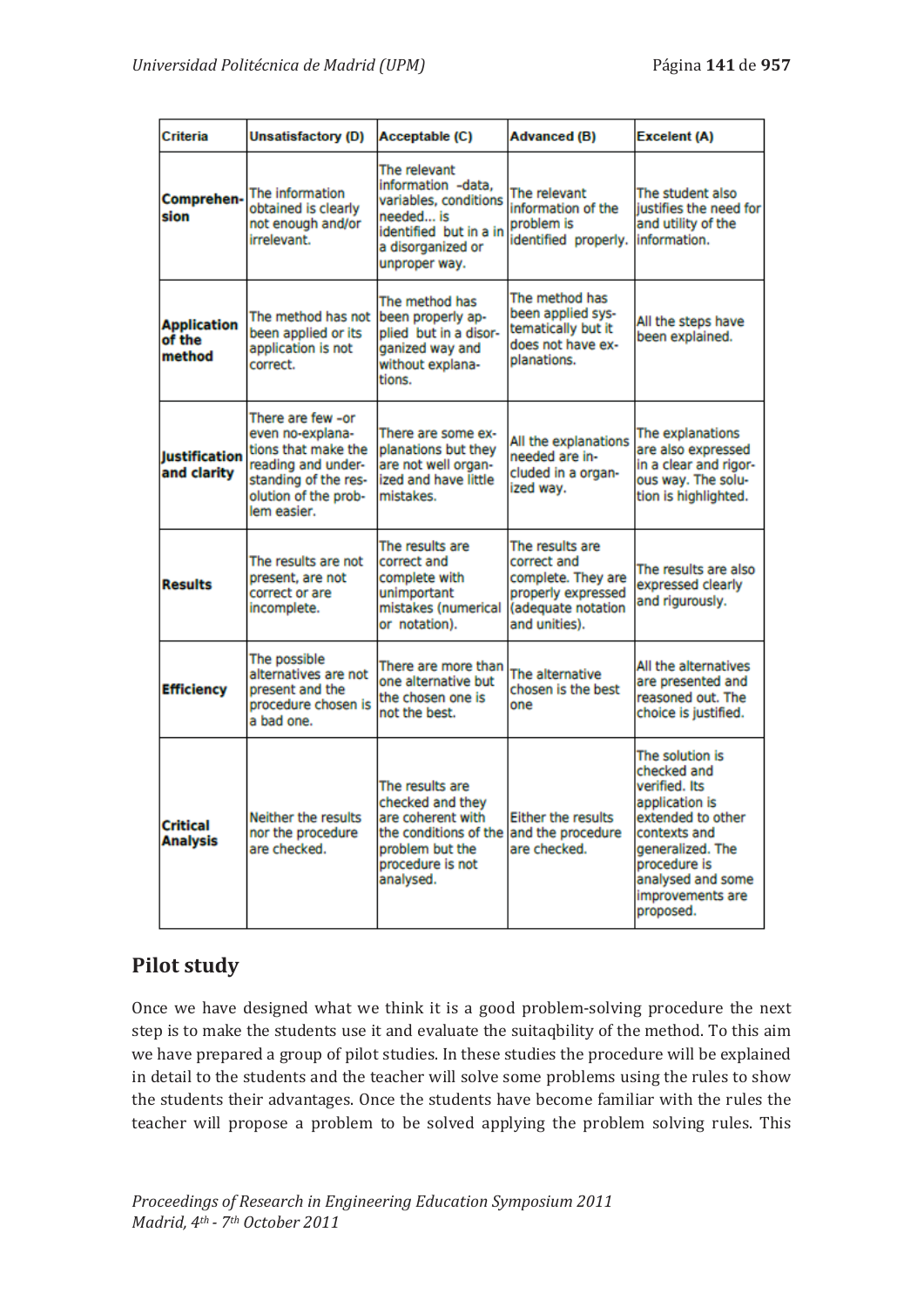| Criteria | Unsatisfactory (D) | Acceptable (C) | Advanced (B) | Excelent (A) |
|---|---|---|---|---|
| **Comprehension** | The information obtained is clearly not enough and/or irrelevant. | The relevant information -data, variables, conditions needed... is identified but in a in a disorganized or unproper way. | The relevant information of the problem is identified properly. | The student also justifies the need for and utility of the information. |
| **Application of the method** | The method has not been applied or its application is not correct. | The method has been properly applied but in a disorganized way and without explanations. | The method has been applied systematically but it does not have explanations. | All the steps have been explained. |
| **Justification and clarity** | There are few -or even no-explanations that make the reading and understanding of the resolution of the problem easier. | There are some explanations but they are not well organized and have little mistakes. | All the explanations needed are included in a organized way. | The explanations are also expressed in a clear and rigorous way. The solution is highlighted. |
| **Results** | The results are not present, are not correct or are incomplete. | The results are correct and complete with unimportant mistakes (numerical or notation). | The results are correct and complete. They are properly expressed (adequate notation and unities). | The results are also expressed clearly and rigurously. |
| **Efficiency** | The possible alternatives are not present and the procedure chosen is a bad one. | There are more than one alternative but the chosen one is not the best. | The alternative chosen is the best one | All the alternatives are presented and reasoned out. The choice is justified. |
| **Critical Analysis** | Neither the results nor the procedure are checked. | The results are checked and they are coherent with the conditions of the problem but the procedure is not analysed. | Either the results and the procedure are checked. | The solution is checked and verified. Its application is extended to other contexts and generalized. The procedure is analysed and some improvements are proposed. |

## Pilot study

Once we have designed what we think it is a good problem-solving procedure the next step is to make the students use it and evaluate the suitaqbility of the method. To this aim we have prepared a group of pilot studies. In these studies the procedure will be explained in detail to the students and the teacher will solve some problems using the rules to show the students their advantages. Once the students have become familiar with the rules the teacher will propose a problem to be solved applying the problem solving rules. This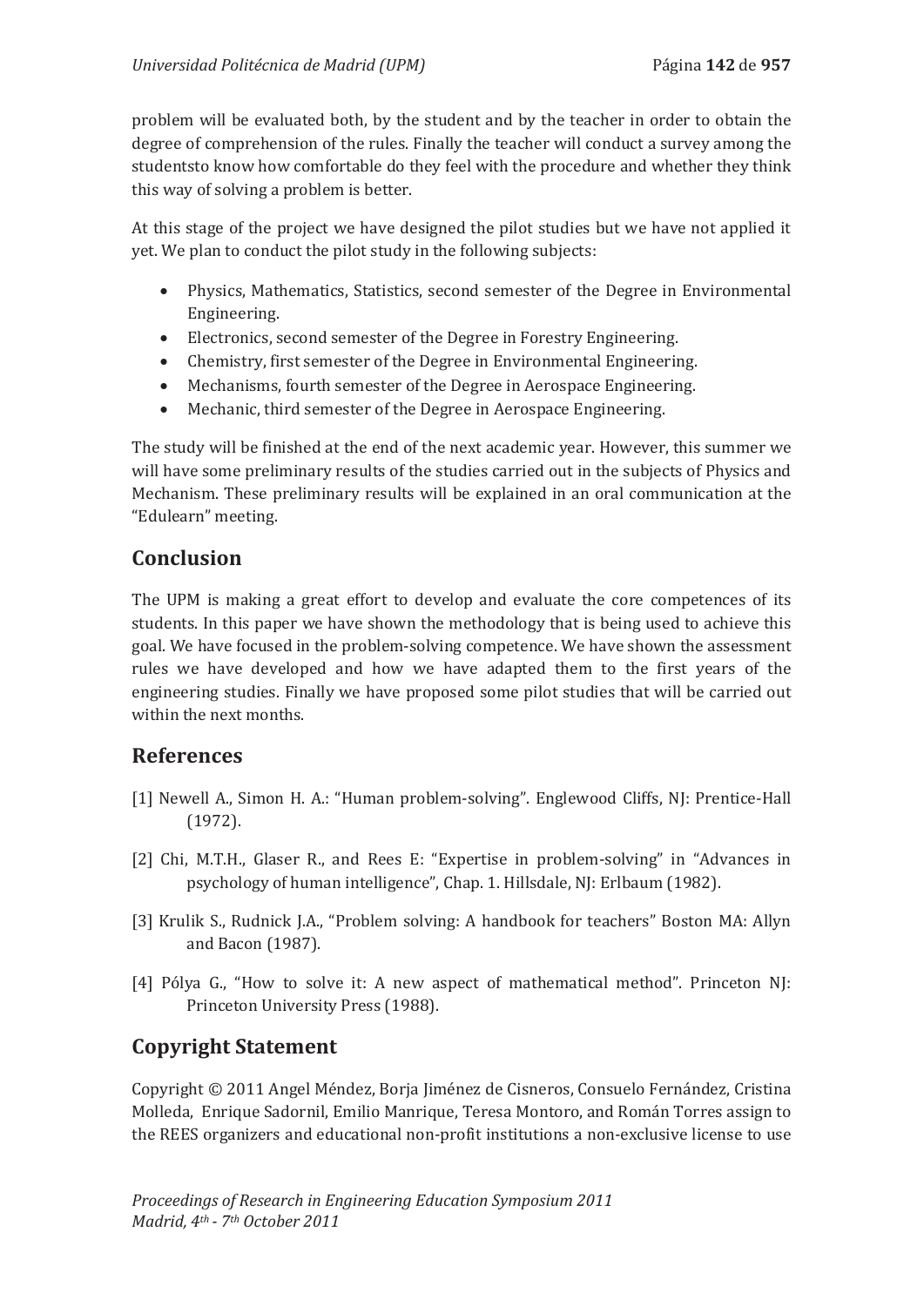problem will be evaluated both, by the student and by the teacher in order to obtain the degree of comprehension of the rules. Finally the teacher will conduct a survey among the studentsto know how comfortable do they feel with the procedure and whether they think this way of solving a problem is better.

At this stage of the project we have designed the pilot studies but we have not applied it yet. We plan to conduct the pilot study in the following subjects:

- Physics, Mathematics, Statistics, second semester of the Degree in Environmental Engineering.
- Electronics, second semester of the Degree in Forestry Engineering.
- Chemistry, first semester of the Degree in Environmental Engineering.
- Mechanisms, fourth semester of the Degree in Aerospace Engineering.
- Mechanic, third semester of the Degree in Aerospace Engineering.

The study will be finished at the end of the next academic year. However, this summer we will have some preliminary results of the studies carried out in the subjects of Physics and Mechanism. These preliminary results will be explained in an oral communication at the "Edulearn" meeting.

## Conclusion

The UPM is making a great effort to develop and evaluate the core competences of its students. In this paper we have shown the methodology that is being used to achieve this goal. We have focused in the problem-solving competence. We have shown the assessment rules we have developed and how we have adapted them to the first years of the engineering studies. Finally we have proposed some pilot studies that will be carried out within the next months.

## References

[1] Newell A., Simon H. A.: "Human problem-solving". Englewood Cliffs, NJ: Prentice-Hall (1972).

[2] Chi, M.T.H., Glaser R., and Rees E: "Expertise in problem-solving" in "Advances in psychology of human intelligence", Chap. 1. Hillsdale, NJ: Erlbaum (1982).

[3] Krulik S., Rudnick J.A., "Problem solving: A handbook for teachers" Boston MA: Allyn and Bacon (1987).

[4] Pólya G., "How to solve it: A new aspect of mathematical method". Princeton NJ: Princeton University Press (1988).

## Copyright Statement

Copyright © 2011 Angel Méndez, Borja Jiménez de Cisneros, Consuelo Fernández, Cristina Molleda, Enrique Sadornil, Emilio Manrique, Teresa Montoro, and Román Torres assign to the REES organizers and educational non-profit institutions a non-exclusive license to use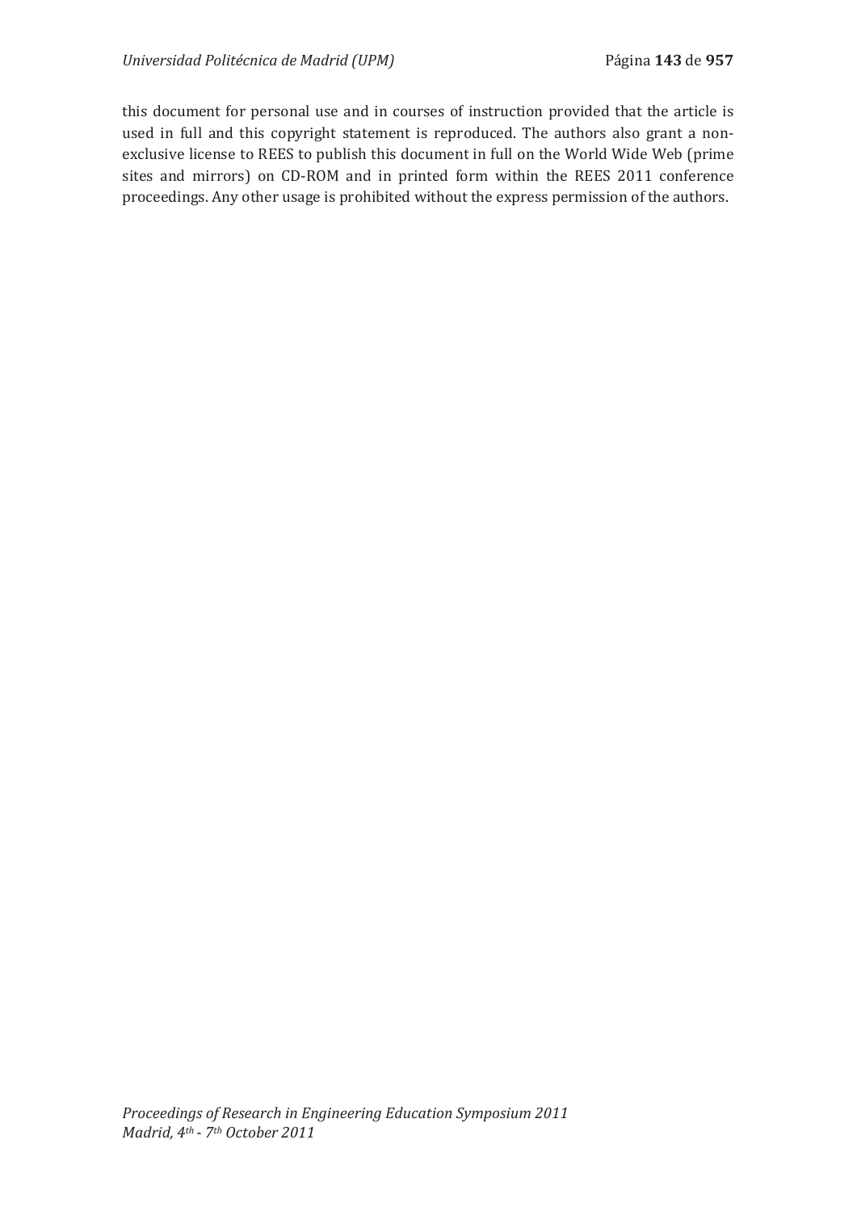this document for personal use and in courses of instruction provided that the article is used in full and this copyright statement is reproduced. The authors also grant a non-exclusive license to REES to publish this document in full on the World Wide Web (prime sites and mirrors) on CD-ROM and in printed form within the REES 2011 conference proceedings. Any other usage is prohibited without the express permission of the authors.